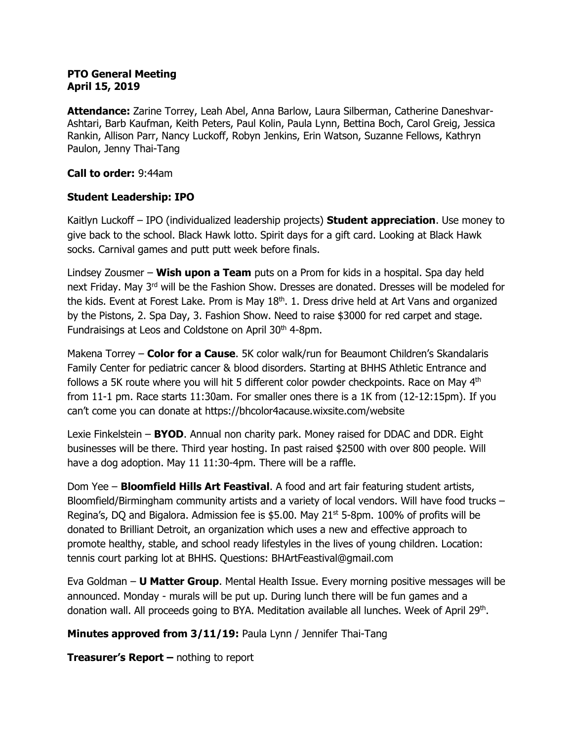**PTO General Meeting**
**April 15, 2019**

**Attendance:** Zarine Torrey, Leah Abel, Anna Barlow, Laura Silberman, Catherine Daneshvar-Ashtari, Barb Kaufman, Keith Peters, Paul Kolin, Paula Lynn, Bettina Boch, Carol Greig, Jessica Rankin, Allison Parr, Nancy Luckoff, Robyn Jenkins, Erin Watson, Suzanne Fellows, Kathryn Paulon, Jenny Thai-Tang

**Call to order:** 9:44am

**Student Leadership: IPO**

Kaitlyn Luckoff – IPO (individualized leadership projects) **Student appreciation**. Use money to give back to the school. Black Hawk lotto. Spirit days for a gift card. Looking at Black Hawk socks. Carnival games and putt putt week before finals.

Lindsey Zousmer – **Wish upon a Team** puts on a Prom for kids in a hospital. Spa day held next Friday. May 3rd will be the Fashion Show. Dresses are donated. Dresses will be modeled for the kids. Event at Forest Lake. Prom is May 18th. 1. Dress drive held at Art Vans and organized by the Pistons, 2. Spa Day, 3. Fashion Show. Need to raise $3000 for red carpet and stage. Fundraisings at Leos and Coldstone on April 30th 4-8pm.

Makena Torrey – **Color for a Cause**. 5K color walk/run for Beaumont Children's Skandalaris Family Center for pediatric cancer & blood disorders. Starting at BHHS Athletic Entrance and follows a 5K route where you will hit 5 different color powder checkpoints. Race on May 4th from 11-1 pm. Race starts 11:30am. For smaller ones there is a 1K from (12-12:15pm). If you can't come you can donate at https://bhcolor4acause.wixsite.com/website

Lexie Finkelstein – **BYOD**. Annual non charity park. Money raised for DDAC and DDR. Eight businesses will be there. Third year hosting. In past raised $2500 with over 800 people. Will have a dog adoption. May 11 11:30-4pm. There will be a raffle.

Dom Yee – **Bloomfield Hills Art Feastival**. A food and art fair featuring student artists, Bloomfield/Birmingham community artists and a variety of local vendors. Will have food trucks – Regina's, DQ and Bigalora. Admission fee is $5.00. May 21st 5-8pm. 100% of profits will be donated to Brilliant Detroit, an organization which uses a new and effective approach to promote healthy, stable, and school ready lifestyles in the lives of young children. Location: tennis court parking lot at BHHS. Questions: BHArtFeastival@gmail.com

Eva Goldman – **U Matter Group**. Mental Health Issue. Every morning positive messages will be announced. Monday - murals will be put up. During lunch there will be fun games and a donation wall. All proceeds going to BYA. Meditation available all lunches. Week of April 29th.

**Minutes approved from 3/11/19:** Paula Lynn / Jennifer Thai-Tang

**Treasurer's Report –** nothing to report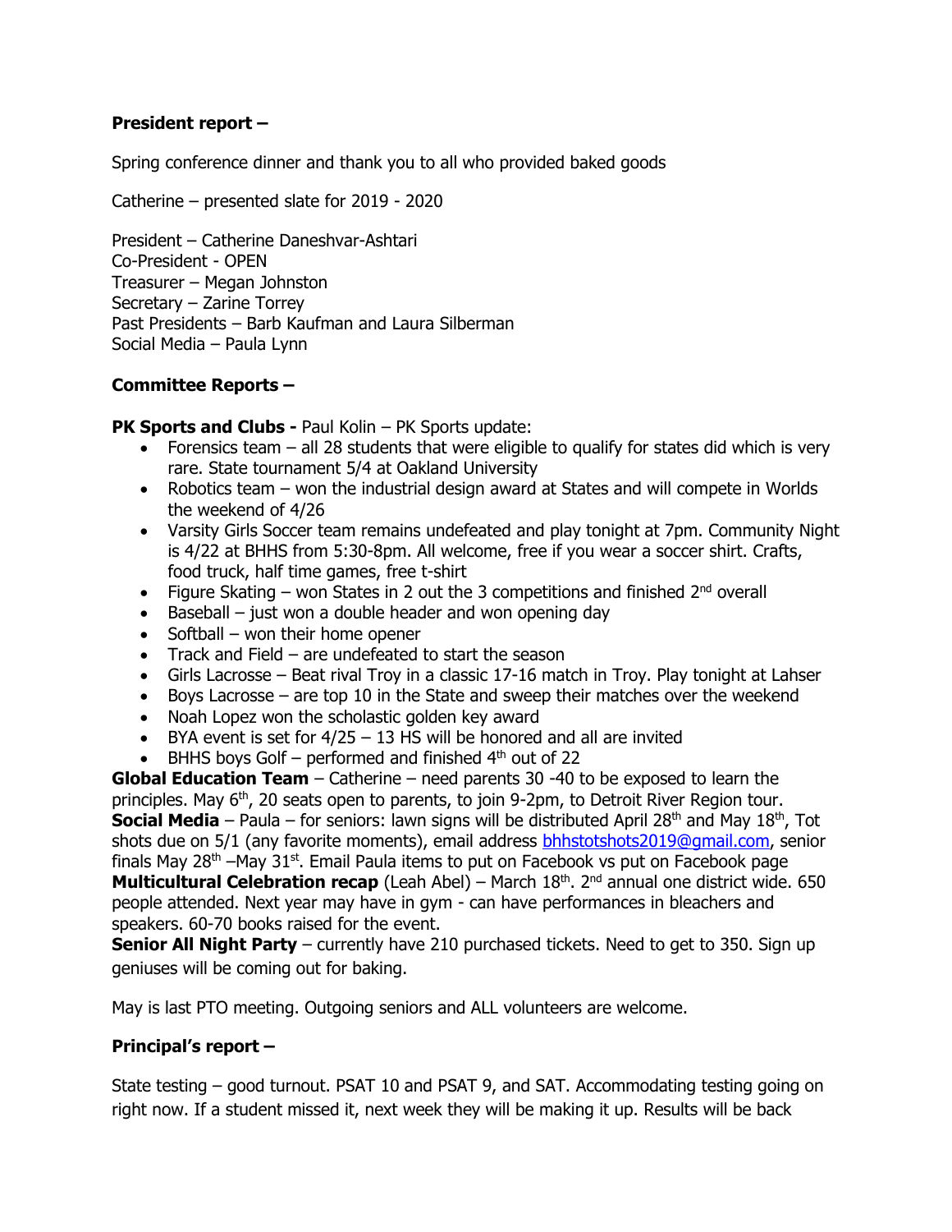**President report –**

Spring conference dinner and thank you to all who provided baked goods

Catherine – presented slate for 2019 - 2020

President – Catherine Daneshvar-Ashtari
Co-President - OPEN
Treasurer – Megan Johnston
Secretary – Zarine Torrey
Past Presidents – Barb Kaufman and Laura Silberman
Social Media – Paula Lynn

**Committee Reports –**

**PK Sports and Clubs -** Paul Kolin – PK Sports update:

- Forensics team – all 28 students that were eligible to qualify for states did which is very rare. State tournament 5/4 at Oakland University
- Robotics team – won the industrial design award at States and will compete in Worlds the weekend of 4/26
- Varsity Girls Soccer team remains undefeated and play tonight at 7pm. Community Night is 4/22 at BHHS from 5:30-8pm. All welcome, free if you wear a soccer shirt. Crafts, food truck, half time games, free t-shirt
- Figure Skating – won States in 2 out the 3 competitions and finished 2nd overall
- Baseball – just won a double header and won opening day
- Softball – won their home opener
- Track and Field – are undefeated to start the season
- Girls Lacrosse – Beat rival Troy in a classic 17-16 match in Troy. Play tonight at Lahser
- Boys Lacrosse – are top 10 in the State and sweep their matches over the weekend
- Noah Lopez won the scholastic golden key award
- BYA event is set for 4/25 – 13 HS will be honored and all are invited
- BHHS boys Golf – performed and finished 4th out of 22

**Global Education Team** – Catherine – need parents 30 -40 to be exposed to learn the principles. May 6th, 20 seats open to parents, to join 9-2pm, to Detroit River Region tour.
**Social Media** – Paula – for seniors: lawn signs will be distributed April 28th and May 18th, Tot shots due on 5/1 (any favorite moments), email address bhhstotshots2019@gmail.com, senior finals May 28th –May 31st. Email Paula items to put on Facebook vs put on Facebook page
**Multicultural Celebration recap** (Leah Abel) – March 18th. 2nd annual one district wide. 650 people attended. Next year may have in gym - can have performances in bleachers and speakers. 60-70 books raised for the event.
**Senior All Night Party** – currently have 210 purchased tickets. Need to get to 350. Sign up geniuses will be coming out for baking.

May is last PTO meeting. Outgoing seniors and ALL volunteers are welcome.

**Principal's report –**

State testing – good turnout. PSAT 10 and PSAT 9, and SAT. Accommodating testing going on right now. If a student missed it, next week they will be making it up. Results will be back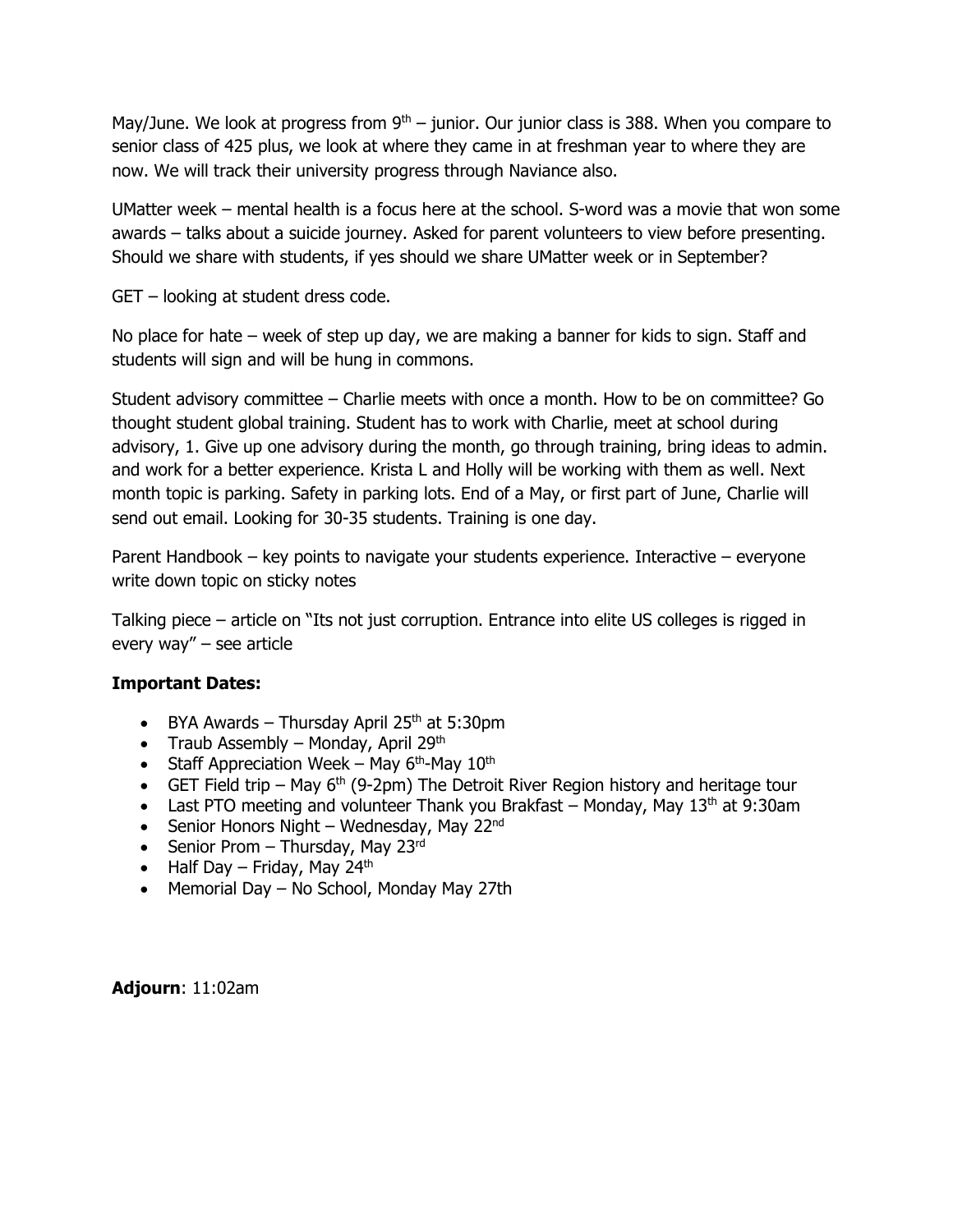May/June. We look at progress from 9th – junior. Our junior class is 388. When you compare to senior class of 425 plus, we look at where they came in at freshman year to where they are now. We will track their university progress through Naviance also.

UMatter week – mental health is a focus here at the school. S-word was a movie that won some awards – talks about a suicide journey. Asked for parent volunteers to view before presenting. Should we share with students, if yes should we share UMatter week or in September?

GET – looking at student dress code.

No place for hate – week of step up day, we are making a banner for kids to sign. Staff and students will sign and will be hung in commons.

Student advisory committee – Charlie meets with once a month. How to be on committee? Go thought student global training. Student has to work with Charlie, meet at school during advisory, 1. Give up one advisory during the month, go through training, bring ideas to admin. and work for a better experience. Krista L and Holly will be working with them as well. Next month topic is parking. Safety in parking lots. End of a May, or first part of June, Charlie will send out email. Looking for 30-35 students. Training is one day.

Parent Handbook – key points to navigate your students experience. Interactive – everyone write down topic on sticky notes

Talking piece – article on "Its not just corruption. Entrance into elite US colleges is rigged in every way" – see article

**Important Dates:**

- BYA Awards – Thursday April 25th at 5:30pm
- Traub Assembly – Monday, April 29th
- Staff Appreciation Week – May 6th-May 10th
- GET Field trip – May 6th (9-2pm) The Detroit River Region history and heritage tour
- Last PTO meeting and volunteer Thank you Brakfast – Monday, May 13th at 9:30am
- Senior Honors Night – Wednesday, May 22nd
- Senior Prom – Thursday, May 23rd
- Half Day – Friday, May 24th
- Memorial Day – No School, Monday May 27th

**Adjourn**: 11:02am